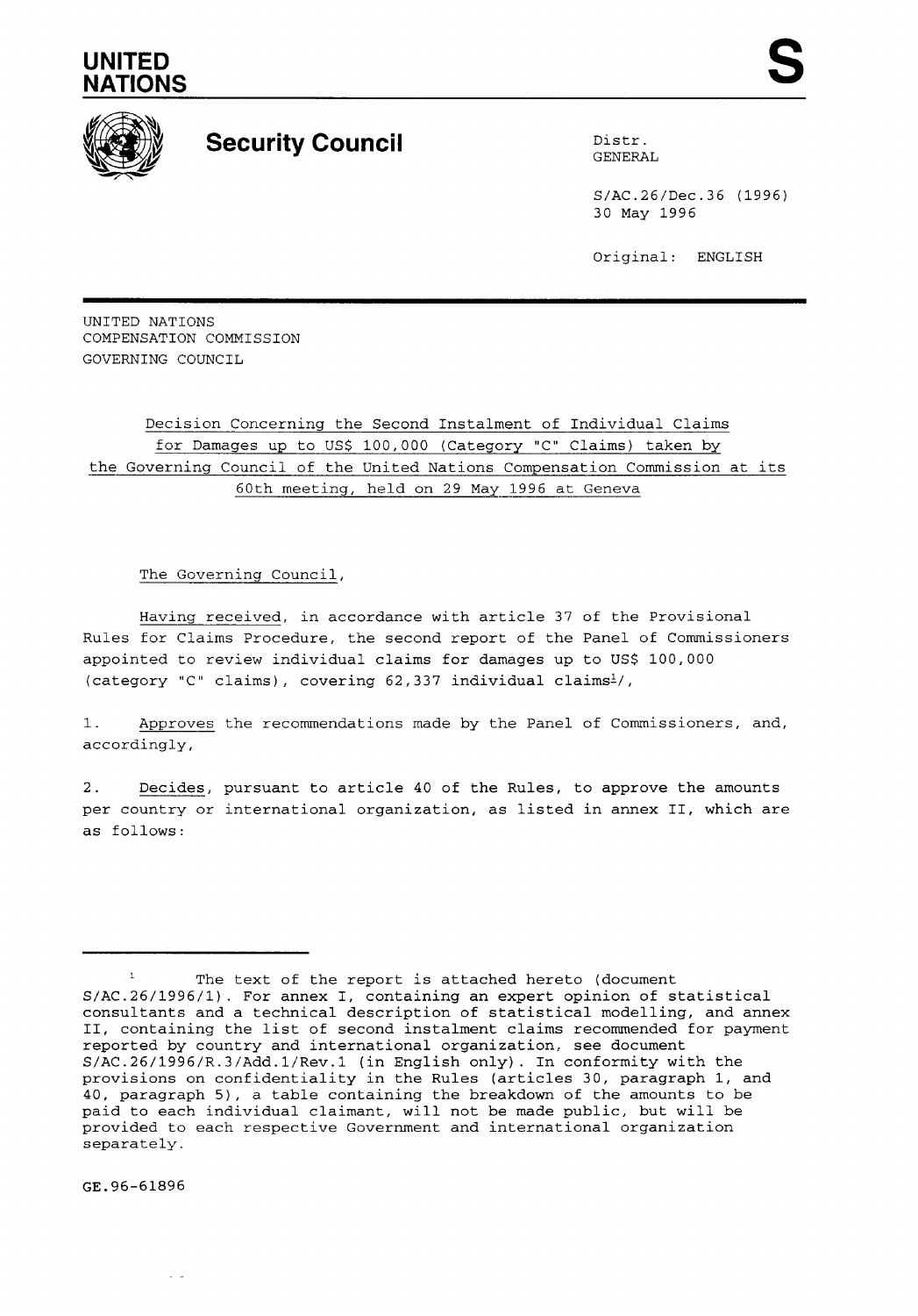**UNITED NATIONS**

**S**

**Security Council**

Distr.
GENERAL

S/AC.26/Dec.36 (1996)
30 May 1996

Original: ENGLISH

UNITED NATIONS
COMPENSATION COMMISSION
GOVERNING COUNCIL

Decision Concerning the Second Instalment of Individual Claims for Damages up to US$ 100,000 (Category "C" Claims) taken by the Governing Council of the United Nations Compensation Commission at its 60th meeting, held on 29 May 1996 at Geneva

The Governing Council,

Having received, in accordance with article 37 of the Provisional Rules for Claims Procedure, the second report of the Panel of Commissioners appointed to review individual claims for damages up to US$ 100,000 (category "C" claims), covering 62,337 individual claims[1]/,

1. Approves the recommendations made by the Panel of Commissioners, and, accordingly,

2. Decides, pursuant to article 40 of the Rules, to approve the amounts per country or international organization, as listed in annex II, which are as follows:

---

[1] The text of the report is attached hereto (document S/AC.26/1996/1). For annex I, containing an expert opinion of statistical consultants and a technical description of statistical modelling, and annex II, containing the list of second instalment claims recommended for payment reported by country and international organization, see document S/AC.26/1996/R.3/Add.1/Rev.1 (in English only). In conformity with the provisions on confidentiality in the Rules (articles 30, paragraph 1, and 40, paragraph 5), a table containing the breakdown of the amounts to be paid to each individual claimant, will not be made public, but will be provided to each respective Government and international organization separately.

GE.96-61896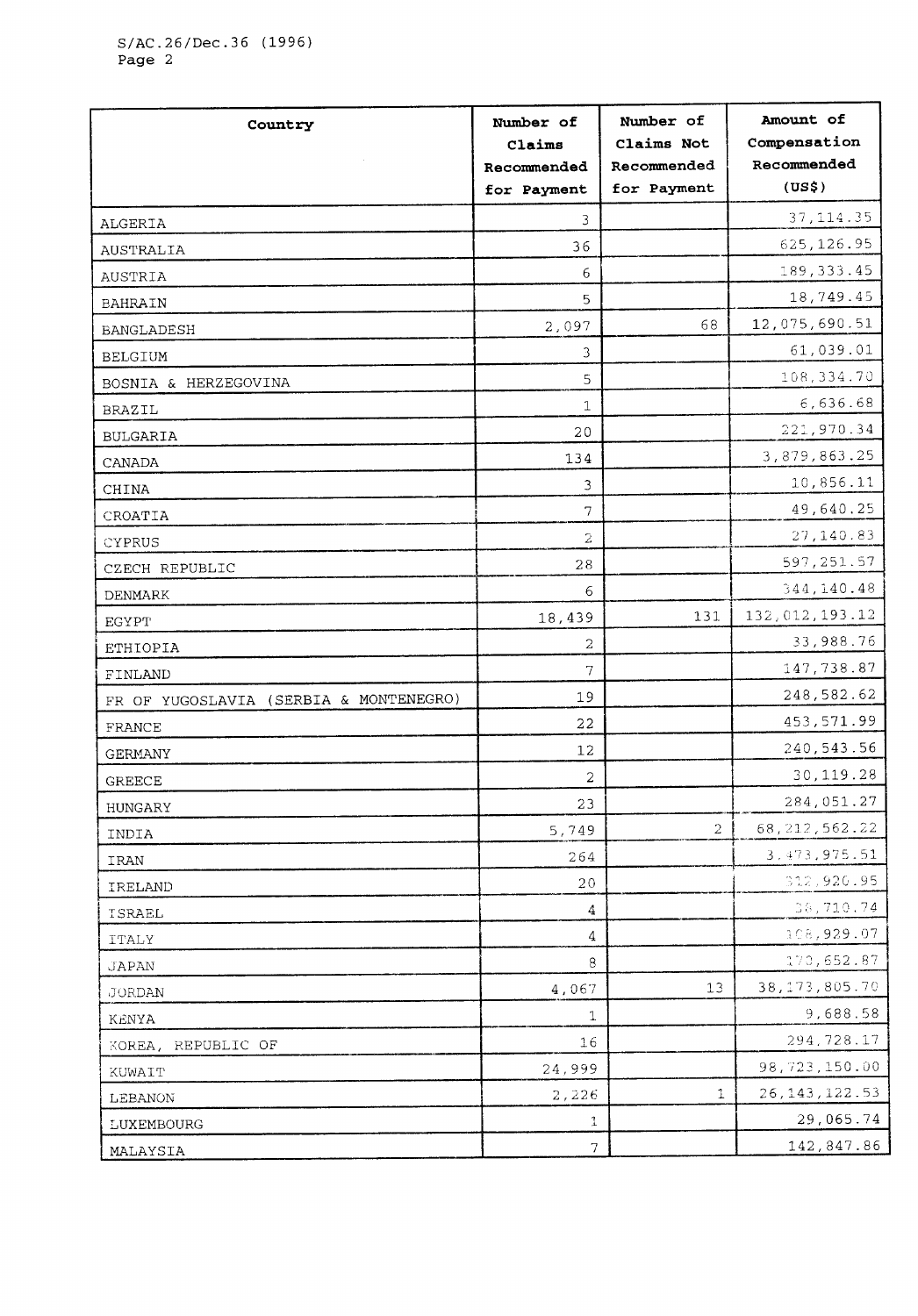| Country | Number of Claims Recommended for Payment | Number of Claims Not Recommended for Payment | Amount of Compensation Recommended (US$) |
|---|---|---|---|
| ALGERIA | 3 | | 37,114.35 |
| AUSTRALIA | 36 | | 625,126.95 |
| AUSTRIA | 6 | | 189,333.45 |
| BAHRAIN | 5 | | 18,749.45 |
| BANGLADESH | 2,097 | 68 | 12,075,690.51 |
| BELGIUM | 3 | | 61,039.01 |
| BOSNIA & HERZEGOVINA | 5 | | 108,334.70 |
| BRAZIL | 1 | | 6,636.68 |
| BULGARIA | 20 | | 221,970.34 |
| CANADA | 134 | | 3,879,863.25 |
| CHINA | 3 | | 10,856.11 |
| CROATIA | 7 | | 49,640.25 |
| CYPRUS | 2 | | 27,140.83 |
| CZECH REPUBLIC | 28 | | 597,251.57 |
| DENMARK | 6 | | 344,140.48 |
| EGYPT | 18,439 | 131 | 132,012,193.12 |
| ETHIOPIA | 2 | | 33,988.76 |
| FINLAND | 7 | | 147,738.87 |
| FR OF YUGOSLAVIA (SERBIA & MONTENEGRO) | 19 | | 248,582.62 |
| FRANCE | 22 | | 453,571.99 |
| GERMANY | 12 | | 240,543.56 |
| GREECE | 2 | | 30,119.28 |
| HUNGARY | 23 | | 284,051.27 |
| INDIA | 5,749 | 2 | 68,212,562.22 |
| IRAN | 264 | | 3,473,975.51 |
| IRELAND | 20 | | 312,920.95 |
| ISRAEL | 4 | | 36,710.74 |
| ITALY | 4 | | 108,929.07 |
| JAPAN | 8 | | 170,652.87 |
| JORDAN | 4,067 | 13 | 38,173,805.70 |
| KENYA | 1 | | 9,688.58 |
| KOREA, REPUBLIC OF | 16 | | 294,728.17 |
| KUWAIT | 24,999 | | 98,723,150.00 |
| LEBANON | 2,226 | 1 | 26,143,122.53 |
| LUXEMBOURG | 1 | | 29,065.74 |
| MALAYSIA | 7 | | 142,847.86 |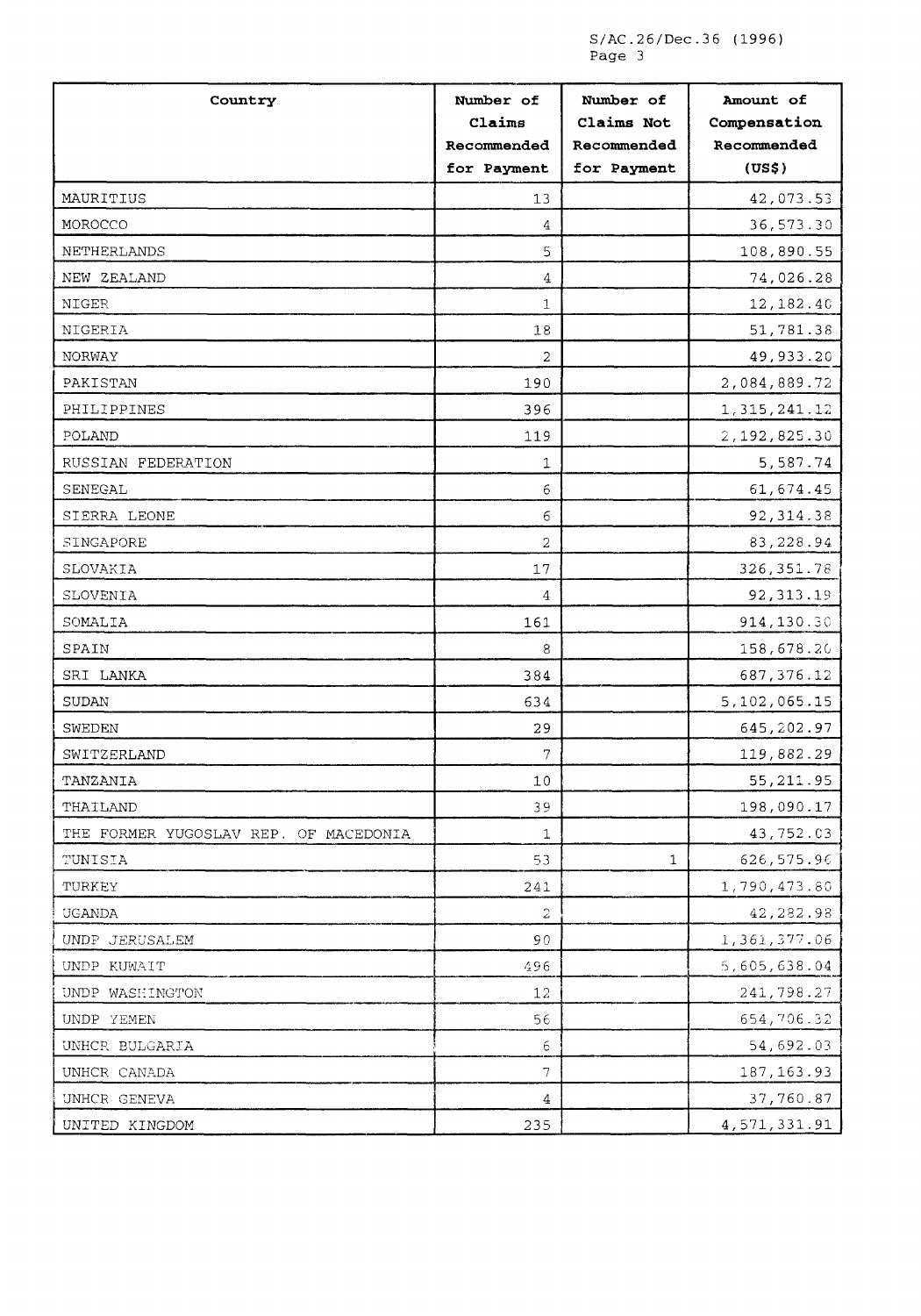| Country | Number of Claims Recommended for Payment | Number of Claims Not Recommended for Payment | Amount of Compensation Recommended (US$) |
|---|---|---|---|
| MAURITIUS | 13 | | 42,073.53 |
| MOROCCO | 4 | | 36,573.30 |
| NETHERLANDS | 5 | | 108,890.55 |
| NEW ZEALAND | 4 | | 74,026.28 |
| NIGER | 1 | | 12,182.40 |
| NIGERIA | 18 | | 51,781.38 |
| NORWAY | 2 | | 49,933.20 |
| PAKISTAN | 190 | | 2,084,889.72 |
| PHILIPPINES | 396 | | 1,315,241.12 |
| POLAND | 119 | | 2,192,825.30 |
| RUSSIAN FEDERATION | 1 | | 5,587.74 |
| SENEGAL | 6 | | 61,674.45 |
| SIERRA LEONE | 6 | | 92,314.38 |
| SINGAPORE | 2 | | 83,228.94 |
| SLOVAKIA | 17 | | 326,351.78 |
| SLOVENIA | 4 | | 92,313.19 |
| SOMALIA | 161 | | 914,130.30 |
| SPAIN | 8 | | 158,678.20 |
| SRI LANKA | 384 | | 687,376.12 |
| SUDAN | 634 | | 5,102,065.15 |
| SWEDEN | 29 | | 645,202.97 |
| SWITZERLAND | 7 | | 119,882.29 |
| TANZANIA | 10 | | 55,211.95 |
| THAILAND | 39 | | 198,090.17 |
| THE FORMER YUGOSLAV REP. OF MACEDONIA | 1 | | 43,752.03 |
| TUNISIA | 53 | 1 | 626,575.96 |
| TURKEY | 241 | | 1,790,473.80 |
| UGANDA | 2 | | 42,282.98 |
| UNDP JERUSALEM | 90 | | 1,361,377.06 |
| UNDP KUWAIT | 496 | | 5,605,638.04 |
| UNDP WASHINGTON | 12 | | 241,798.27 |
| UNDP YEMEN | 56 | | 654,706.32 |
| UNHCR BULGARIA | 6 | | 54,692.03 |
| UNHCR CANADA | 7 | | 187,163.93 |
| UNHCR GENEVA | 4 | | 37,760.87 |
| UNITED KINGDOM | 235 | | 4,571,331.91 |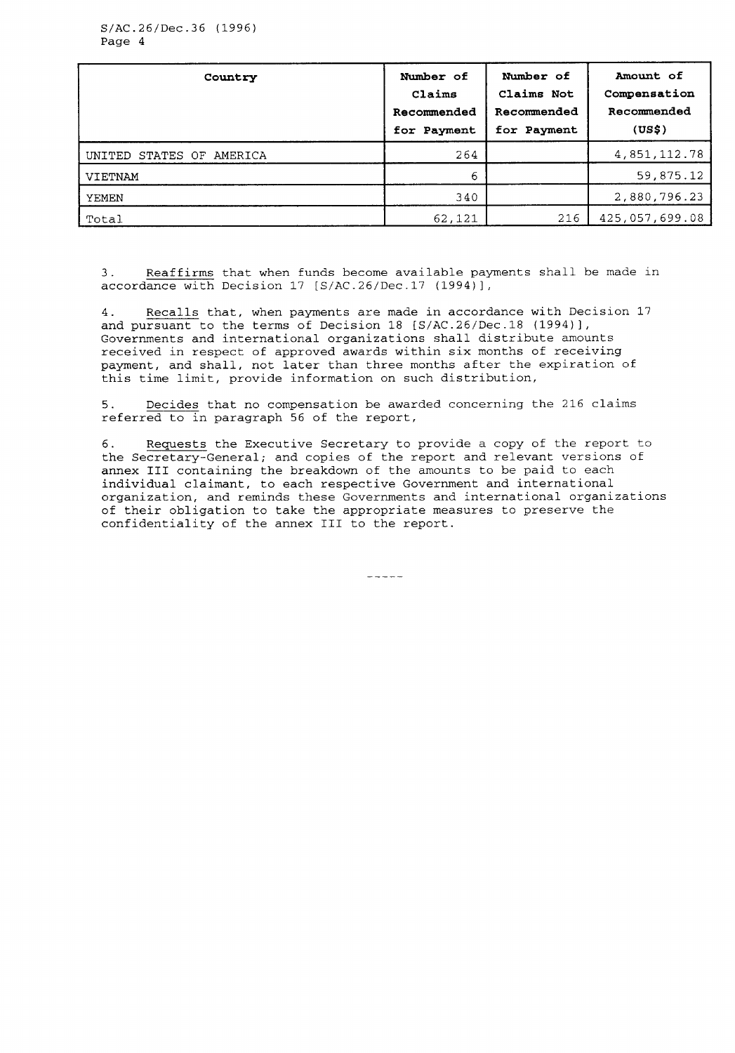| Country | Number of Claims Recommended for Payment | Number of Claims Not Recommended for Payment | Amount of Compensation Recommended (US$) |
|---|---|---|---|
| UNITED STATES OF AMERICA | 264 | | 4,851,112.78 |
| VIETNAM | 6 | | 59,875.12 |
| YEMEN | 340 | | 2,880,796.23 |
| Total | 62,121 | 216 | 425,057,699.08 |

3. Reaffirms that when funds become available payments shall be made in accordance with Decision 17 [S/AC.26/Dec.17 (1994)],

4. Recalls that, when payments are made in accordance with Decision 17 and pursuant to the terms of Decision 18 [S/AC.26/Dec.18 (1994)], Governments and international organizations shall distribute amounts received in respect of approved awards within six months of receiving payment, and shall, not later than three months after the expiration of this time limit, provide information on such distribution,

5. Decides that no compensation be awarded concerning the 216 claims referred to in paragraph 56 of the report,

6. Requests the Executive Secretary to provide a copy of the report to the Secretary-General; and copies of the report and relevant versions of annex III containing the breakdown of the amounts to be paid to each individual claimant, to each respective Government and international organization, and reminds these Governments and international organizations of their obligation to take the appropriate measures to preserve the confidentiality of the annex III to the report.

-----